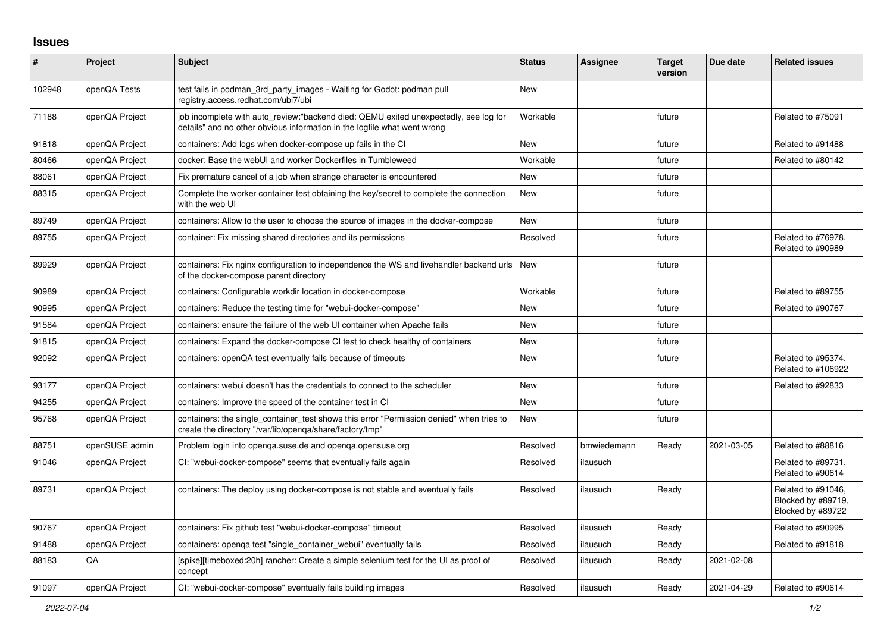# Issues

| # | Project | Subject | Status | Assignee | Target version | Due date | Related issues |
|---|---|---|---|---|---|---|---|
| 102948 | openQA Tests | test fails in podman_3rd_party_images - Waiting for Godot: podman pull registry.access.redhat.com/ubi7/ubi | New | | | | |
| 71188 | openQA Project | job incomplete with auto_review:"backend died: QEMU exited unexpectedly, see log for details" and no other obvious information in the logfile what went wrong | Workable | | future | | Related to #75091 |
| 91818 | openQA Project | containers: Add logs when docker-compose up fails in the CI | New | | future | | Related to #91488 |
| 80466 | openQA Project | docker: Base the webUI and worker Dockerfiles in Tumbleweed | Workable | | future | | Related to #80142 |
| 88061 | openQA Project | Fix premature cancel of a job when strange character is encountered | New | | future | | |
| 88315 | openQA Project | Complete the worker container test obtaining the key/secret to complete the connection with the web UI | New | | future | | |
| 89749 | openQA Project | containers: Allow to the user to choose the source of images in the docker-compose | New | | future | | |
| 89755 | openQA Project | container: Fix missing shared directories and its permissions | Resolved | | future | | Related to #76978, Related to #90989 |
| 89929 | openQA Project | containers: Fix nginx configuration to independence the WS and livehandler backend urls of the docker-compose parent directory | New | | future | | |
| 90989 | openQA Project | containers: Configurable workdir location in docker-compose | Workable | | future | | Related to #89755 |
| 90995 | openQA Project | containers: Reduce the testing time for "webui-docker-compose" | New | | future | | Related to #90767 |
| 91584 | openQA Project | containers: ensure the failure of the web UI container when Apache fails | New | | future | | |
| 91815 | openQA Project | containers: Expand the docker-compose CI test to check healthy of containers | New | | future | | |
| 92092 | openQA Project | containers: openQA test eventually fails because of timeouts | New | | future | | Related to #95374, Related to #106922 |
| 93177 | openQA Project | containers: webui doesn't has the credentials to connect to the scheduler | New | | future | | Related to #92833 |
| 94255 | openQA Project | containers: Improve the speed of the container test in CI | New | | future | | |
| 95768 | openQA Project | containers: the single_container_test shows this error "Permission denied" when tries to create the directory "/var/lib/openqa/share/factory/tmp" | New | | future | | |
| 88751 | openSUSE admin | Problem login into openqa.suse.de and openqa.opensuse.org | Resolved | bmwiedemann | Ready | 2021-03-05 | Related to #88816 |
| 91046 | openQA Project | CI: "webui-docker-compose" seems that eventually fails again | Resolved | ilausuch | | | Related to #89731, Related to #90614 |
| 89731 | openQA Project | containers: The deploy using docker-compose is not stable and eventually fails | Resolved | ilausuch | Ready | | Related to #91046, Blocked by #89719, Blocked by #89722 |
| 90767 | openQA Project | containers: Fix github test "webui-docker-compose" timeout | Resolved | ilausuch | Ready | | Related to #90995 |
| 91488 | openQA Project | containers: openqa test "single_container_webui" eventually fails | Resolved | ilausuch | Ready | | Related to #91818 |
| 88183 | QA | [spike][timeboxed:20h] rancher: Create a simple selenium test for the UI as proof of concept | Resolved | ilausuch | Ready | 2021-02-08 | |
| 91097 | openQA Project | CI: "webui-docker-compose" eventually fails building images | Resolved | ilausuch | Ready | 2021-04-29 | Related to #90614 |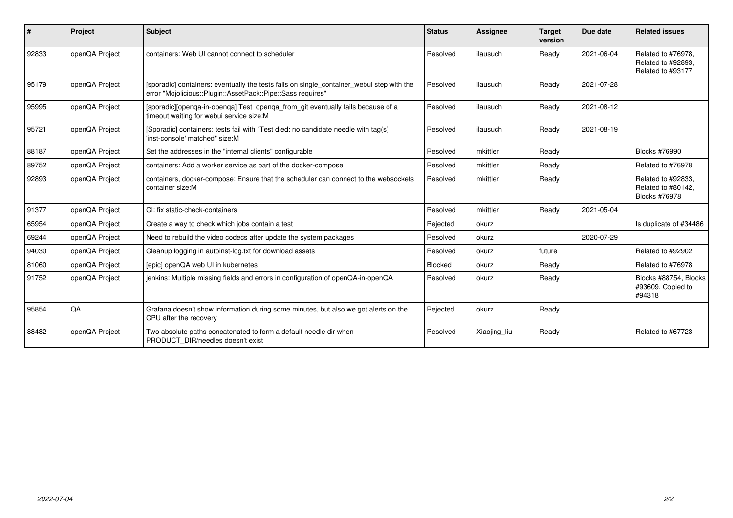| # | Project | Subject | Status | Assignee | Target version | Due date | Related issues |
|---|---|---|---|---|---|---|---|
| 92833 | openQA Project | containers: Web UI cannot connect to scheduler | Resolved | ilausuch | Ready | 2021-06-04 | Related to #76978, Related to #92893, Related to #93177 |
| 95179 | openQA Project | [sporadic] containers: eventually the tests fails on single_container_webui step with the error "Mojolicious::Plugin::AssetPack::Pipe::Sass requires" | Resolved | ilausuch | Ready | 2021-07-28 | |
| 95995 | openQA Project | [sporadic][openqa-in-openqa] Test openqa_from_git eventually fails because of a timeout waiting for webui service size:M | Resolved | ilausuch | Ready | 2021-08-12 | |
| 95721 | openQA Project | [Sporadic] containers: tests fail with "Test died: no candidate needle with tag(s) 'inst-console' matched" size:M | Resolved | ilausuch | Ready | 2021-08-19 | |
| 88187 | openQA Project | Set the addresses in the "internal clients" configurable | Resolved | mkittler | Ready | | Blocks #76990 |
| 89752 | openQA Project | containers: Add a worker service as part of the docker-compose | Resolved | mkittler | Ready | | Related to #76978 |
| 92893 | openQA Project | containers, docker-compose: Ensure that the scheduler can connect to the websockets container size:M | Resolved | mkittler | Ready | | Related to #92833, Related to #80142, Blocks #76978 |
| 91377 | openQA Project | CI: fix static-check-containers | Resolved | mkittler | Ready | 2021-05-04 | |
| 65954 | openQA Project | Create a way to check which jobs contain a test | Rejected | okurz | | | Is duplicate of #34486 |
| 69244 | openQA Project | Need to rebuild the video codecs after update the system packages | Resolved | okurz | | 2020-07-29 | |
| 94030 | openQA Project | Cleanup logging in autoinst-log.txt for download assets | Resolved | okurz | future | | Related to #92902 |
| 81060 | openQA Project | [epic] openQA web UI in kubernetes | Blocked | okurz | Ready | | Related to #76978 |
| 91752 | openQA Project | jenkins: Multiple missing fields and errors in configuration of openQA-in-openQA | Resolved | okurz | Ready | | Blocks #88754, Blocks #93609, Copied to #94318 |
| 95854 | QA | Grafana doesn't show information during some minutes, but also we got alerts on the CPU after the recovery | Rejected | okurz | Ready | | |
| 88482 | openQA Project | Two absolute paths concatenated to form a default needle dir when PRODUCT_DIR/needles doesn't exist | Resolved | Xiaojing_liu | Ready | | Related to #67723 |